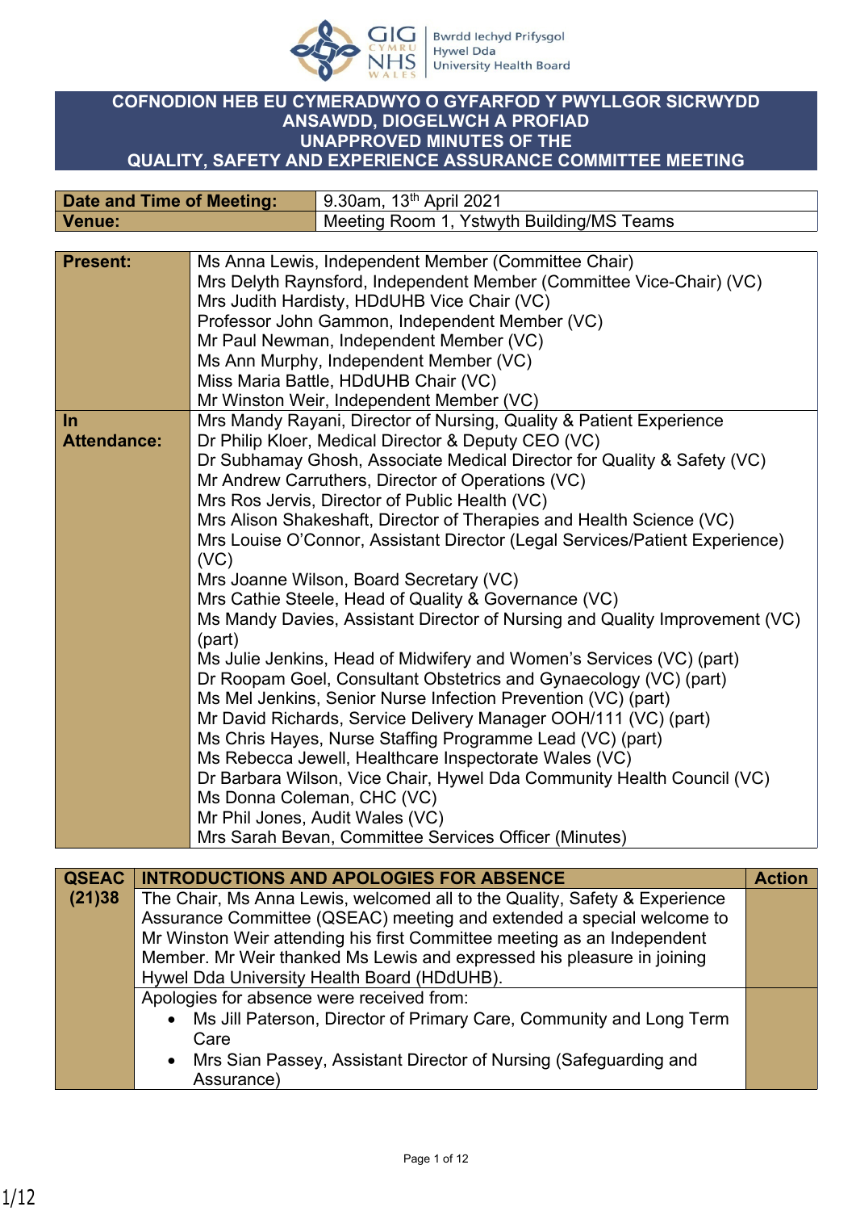# COFNODION HEB EU CYMERADWYO O GYFARFOD Y PWYLLGOR SICRWYDD ANSAWDD, DIOGELWCH A PROFIAD
# UNAPPROVED MINUTES OF THE QUALITY, SAFETY AND EXPERIENCE ASSURANCE COMMITTEE MEETING

| Date and Time of Meeting: | 9.30am, 13th April 2021 |
|---|---|
| Venue: | Meeting Room 1, Ystwyth Building/MS Teams |

| | |
|---|---|
| **Present:** | Ms Anna Lewis, Independent Member (Committee Chair)<br>Mrs Delyth Raynsford, Independent Member (Committee Vice-Chair) (VC)<br>Mrs Judith Hardisty, HDdUHB Vice Chair (VC)<br>Professor John Gammon, Independent Member (VC)<br>Mr Paul Newman, Independent Member (VC)<br>Ms Ann Murphy, Independent Member (VC)<br>Miss Maria Battle, HDdUHB Chair (VC)<br>Mr Winston Weir, Independent Member (VC) |
| **In Attendance:** | Mrs Mandy Rayani, Director of Nursing, Quality & Patient Experience<br>Dr Philip Kloer, Medical Director & Deputy CEO (VC)<br>Dr Subhamay Ghosh, Associate Medical Director for Quality & Safety (VC)<br>Mr Andrew Carruthers, Director of Operations (VC)<br>Mrs Ros Jervis, Director of Public Health (VC)<br>Mrs Alison Shakeshaft, Director of Therapies and Health Science (VC)<br>Mrs Louise O'Connor, Assistant Director (Legal Services/Patient Experience) (VC)<br>Mrs Joanne Wilson, Board Secretary (VC)<br>Mrs Cathie Steele, Head of Quality & Governance (VC)<br>Ms Mandy Davies, Assistant Director of Nursing and Quality Improvement (VC) (part)<br>Ms Julie Jenkins, Head of Midwifery and Women's Services (VC) (part)<br>Dr Roopam Goel, Consultant Obstetrics and Gynaecology (VC) (part)<br>Ms Mel Jenkins, Senior Nurse Infection Prevention (VC) (part)<br>Mr David Richards, Service Delivery Manager OOH/111 (VC) (part)<br>Ms Chris Hayes, Nurse Staffing Programme Lead (VC) (part)<br>Ms Rebecca Jewell, Healthcare Inspectorate Wales (VC)<br>Dr Barbara Wilson, Vice Chair, Hywel Dda Community Health Council (VC)<br>Ms Donna Coleman, CHC (VC)<br>Mr Phil Jones, Audit Wales (VC)<br>Mrs Sarah Bevan, Committee Services Officer (Minutes) |

| QSEAC (21)38 | INTRODUCTIONS AND APOLOGIES FOR ABSENCE | Action |
|---|---|---|
| | The Chair, Ms Anna Lewis, welcomed all to the Quality, Safety & Experience Assurance Committee (QSEAC) meeting and extended a special welcome to Mr Winston Weir attending his first Committee meeting as an Independent Member. Mr Weir thanked Ms Lewis and expressed his pleasure in joining Hywel Dda University Health Board (HDdUHB). | |
| | Apologies for absence were received from:<br>• Ms Jill Paterson, Director of Primary Care, Community and Long Term Care<br>• Mrs Sian Passey, Assistant Director of Nursing (Safeguarding and Assurance) | |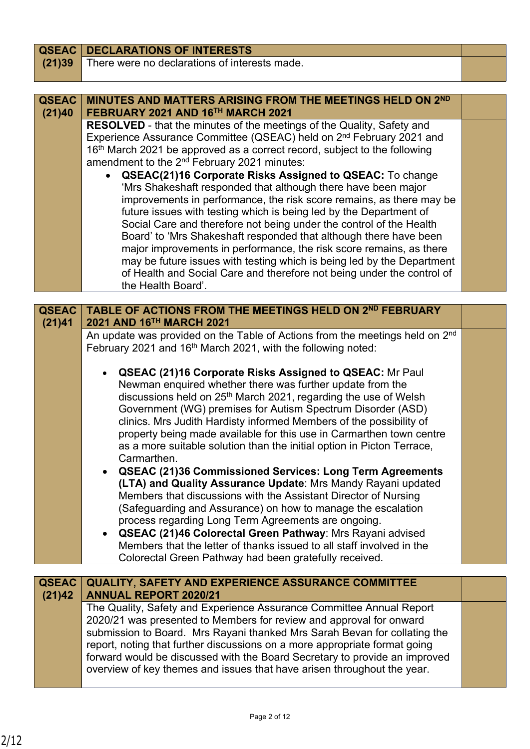| QSEAC (21)39 | DECLARATIONS OF INTERESTS | |
|---|---|---|
| | There were no declarations of interests made. | |

| QSEAC (21)40 | MINUTES AND MATTERS ARISING FROM THE MEETINGS HELD ON 2ND FEBRUARY 2021 AND 16TH MARCH 2021 | |
|---|---|---|
| | **RESOLVED** - that the minutes of the meetings of the Quality, Safety and Experience Assurance Committee (QSEAC) held on 2nd February 2021 and 16th March 2021 be approved as a correct record, subject to the following amendment to the 2nd February 2021 minutes:<br>• **QSEAC(21)16 Corporate Risks Assigned to QSEAC:** To change 'Mrs Shakeshaft responded that although there have been major improvements in performance, the risk score remains, as there may be future issues with testing which is being led by the Department of Social Care and therefore not being under the control of the Health Board' to 'Mrs Shakeshaft responded that although there have been major improvements in performance, the risk score remains, as there may be future issues with testing which is being led by the Department of Health and Social Care and therefore not being under the control of the Health Board'. | |

| QSEAC (21)41 | TABLE OF ACTIONS FROM THE MEETINGS HELD ON 2ND FEBRUARY 2021 AND 16TH MARCH 2021 | |
|---|---|---|
| | An update was provided on the Table of Actions from the meetings held on 2nd February 2021 and 16th March 2021, with the following noted:<br><br>• **QSEAC (21)16 Corporate Risks Assigned to QSEAC:** Mr Paul Newman enquired whether there was further update from the discussions held on 25th March 2021, regarding the use of Welsh Government (WG) premises for Autism Spectrum Disorder (ASD) clinics. Mrs Judith Hardisty informed Members of the possibility of property being made available for this use in Carmarthen town centre as a more suitable solution than the initial option in Picton Terrace, Carmarthen.<br>• **QSEAC (21)36 Commissioned Services: Long Term Agreements (LTA) and Quality Assurance Update**: Mrs Mandy Rayani updated Members that discussions with the Assistant Director of Nursing (Safeguarding and Assurance) on how to manage the escalation process regarding Long Term Agreements are ongoing.<br>• **QSEAC (21)46 Colorectal Green Pathway**: Mrs Rayani advised Members that the letter of thanks issued to all staff involved in the Colorectal Green Pathway had been gratefully received. | |

| QSEAC (21)42 | QUALITY, SAFETY AND EXPERIENCE ASSURANCE COMMITTEE ANNUAL REPORT 2020/21 | |
|---|---|---|
| | The Quality, Safety and Experience Assurance Committee Annual Report 2020/21 was presented to Members for review and approval for onward submission to Board. Mrs Rayani thanked Mrs Sarah Bevan for collating the report, noting that further discussions on a more appropriate format going forward would be discussed with the Board Secretary to provide an improved overview of key themes and issues that have arisen throughout the year. | |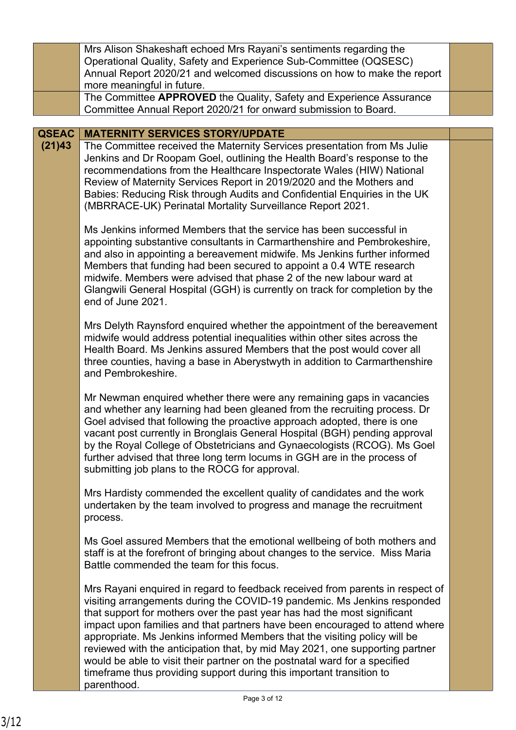| | | |
|---|---|---|
| | Mrs Alison Shakeshaft echoed Mrs Rayani's sentiments regarding the Operational Quality, Safety and Experience Sub-Committee (OQSESC) Annual Report 2020/21 and welcomed discussions on how to make the report more meaningful in future. | |
| | The Committee **APPROVED** the Quality, Safety and Experience Assurance Committee Annual Report 2020/21 for onward submission to Board. | |

| | | |
|---|---|---|
| **QSEAC (21)43** | **MATERNITY SERVICES STORY/UPDATE** | |
| | The Committee received the Maternity Services presentation from Ms Julie Jenkins and Dr Roopam Goel, outlining the Health Board's response to the recommendations from the Healthcare Inspectorate Wales (HIW) National Review of Maternity Services Report in 2019/2020 and the Mothers and Babies: Reducing Risk through Audits and Confidential Enquiries in the UK (MBRRACE-UK) Perinatal Mortality Surveillance Report 2021.<br><br>Ms Jenkins informed Members that the service has been successful in appointing substantive consultants in Carmarthenshire and Pembrokeshire, and also in appointing a bereavement midwife. Ms Jenkins further informed Members that funding had been secured to appoint a 0.4 WTE research midwife. Members were advised that phase 2 of the new labour ward at Glangwili General Hospital (GGH) is currently on track for completion by the end of June 2021.<br><br>Mrs Delyth Raynsford enquired whether the appointment of the bereavement midwife would address potential inequalities within other sites across the Health Board. Ms Jenkins assured Members that the post would cover all three counties, having a base in Aberystwyth in addition to Carmarthenshire and Pembrokeshire.<br><br>Mr Newman enquired whether there were any remaining gaps in vacancies and whether any learning had been gleaned from the recruiting process. Dr Goel advised that following the proactive approach adopted, there is one vacant post currently in Bronglais General Hospital (BGH) pending approval by the Royal College of Obstetricians and Gynaecologists (RCOG). Ms Goel further advised that three long term locums in GGH are in the process of submitting job plans to the ROCG for approval.<br><br>Mrs Hardisty commended the excellent quality of candidates and the work undertaken by the team involved to progress and manage the recruitment process.<br><br>Ms Goel assured Members that the emotional wellbeing of both mothers and staff is at the forefront of bringing about changes to the service. Miss Maria Battle commended the team for this focus.<br><br>Mrs Rayani enquired in regard to feedback received from parents in respect of visiting arrangements during the COVID-19 pandemic. Ms Jenkins responded that support for mothers over the past year has had the most significant impact upon families and that partners have been encouraged to attend where appropriate. Ms Jenkins informed Members that the visiting policy will be reviewed with the anticipation that, by mid May 2021, one supporting partner would be able to visit their partner on the postnatal ward for a specified timeframe thus providing support during this important transition to parenthood. | |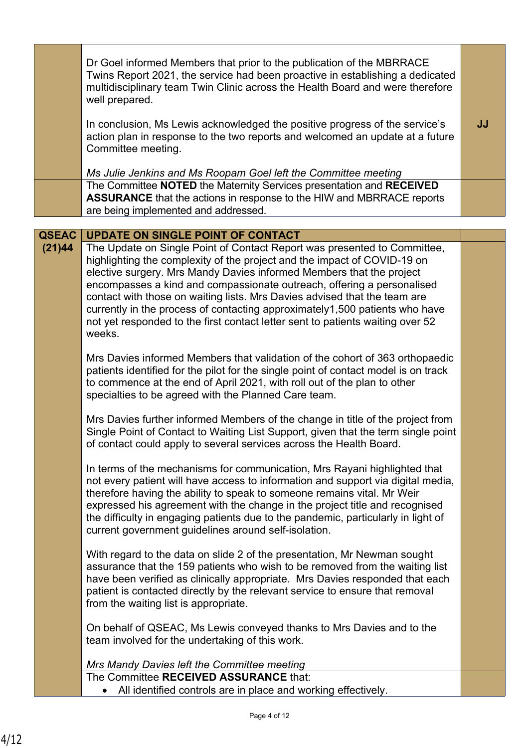| | | |
|---|---|---|
| | Dr Goel informed Members that prior to the publication of the MBRRACE Twins Report 2021, the service had been proactive in establishing a dedicated multidisciplinary team Twin Clinic across the Health Board and were therefore well prepared.<br><br>In conclusion, Ms Lewis acknowledged the positive progress of the service's action plan in response to the two reports and welcomed an update at a future Committee meeting.<br><br>*Ms Julie Jenkins and Ms Roopam Goel left the Committee meeting* | **JJ** |
| | The Committee **NOTED** the Maternity Services presentation and **RECEIVED ASSURANCE** that the actions in response to the HIW and MBRRACE reports are being implemented and addressed. | |

| | | |
|---|---|---|
| **QSEAC (21)44** | **UPDATE ON SINGLE POINT OF CONTACT** | |
| | The Update on Single Point of Contact Report was presented to Committee, highlighting the complexity of the project and the impact of COVID-19 on elective surgery. Mrs Mandy Davies informed Members that the project encompasses a kind and compassionate outreach, offering a personalised contact with those on waiting lists. Mrs Davies advised that the team are currently in the process of contacting approximately1,500 patients who have not yet responded to the first contact letter sent to patients waiting over 52 weeks.<br><br>Mrs Davies informed Members that validation of the cohort of 363 orthopaedic patients identified for the pilot for the single point of contact model is on track to commence at the end of April 2021, with roll out of the plan to other specialties to be agreed with the Planned Care team.<br><br>Mrs Davies further informed Members of the change in title of the project from Single Point of Contact to Waiting List Support, given that the term single point of contact could apply to several services across the Health Board.<br><br>In terms of the mechanisms for communication, Mrs Rayani highlighted that not every patient will have access to information and support via digital media, therefore having the ability to speak to someone remains vital. Mr Weir expressed his agreement with the change in the project title and recognised the difficulty in engaging patients due to the pandemic, particularly in light of current government guidelines around self-isolation.<br><br>With regard to the data on slide 2 of the presentation, Mr Newman sought assurance that the 159 patients who wish to be removed from the waiting list have been verified as clinically appropriate. Mrs Davies responded that each patient is contacted directly by the relevant service to ensure that removal from the waiting list is appropriate.<br><br>On behalf of QSEAC, Ms Lewis conveyed thanks to Mrs Davies and to the team involved for the undertaking of this work.<br><br>*Mrs Mandy Davies left the Committee meeting* | |
| | The Committee **RECEIVED ASSURANCE** that:<br>• All identified controls are in place and working effectively. | |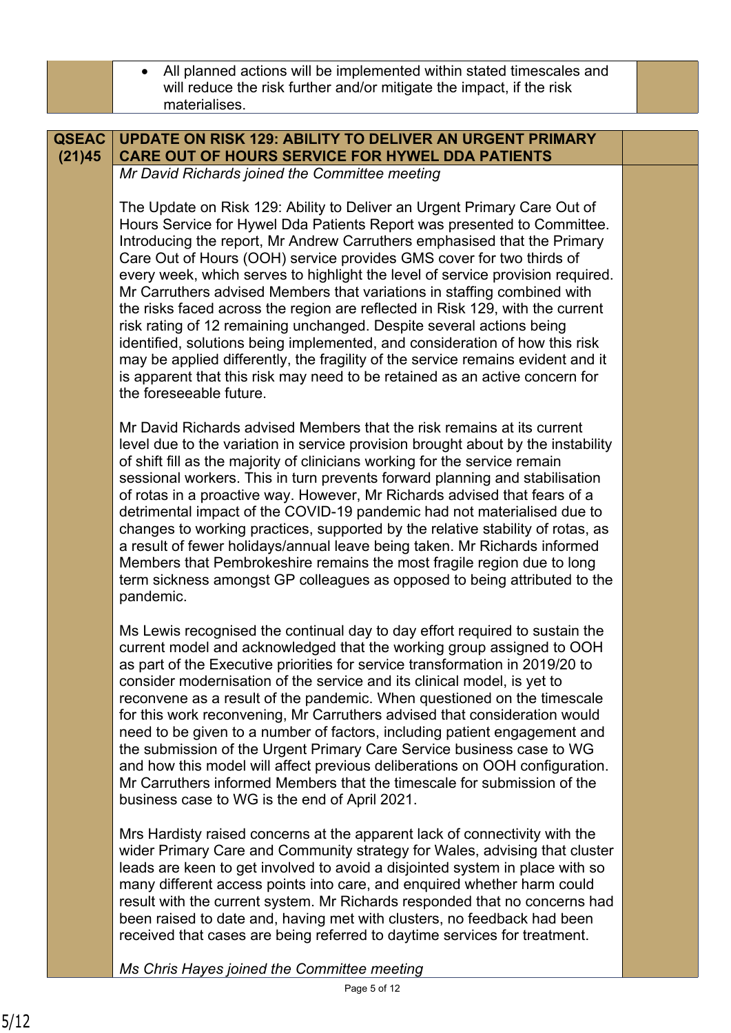- All planned actions will be implemented within stated timescales and will reduce the risk further and/or mitigate the impact, if the risk materialises.

**QSEAC (21)45 UPDATE ON RISK 129: ABILITY TO DELIVER AN URGENT PRIMARY CARE OUT OF HOURS SERVICE FOR HYWEL DDA PATIENTS**

*Mr David Richards joined the Committee meeting*

The Update on Risk 129: Ability to Deliver an Urgent Primary Care Out of Hours Service for Hywel Dda Patients Report was presented to Committee. Introducing the report, Mr Andrew Carruthers emphasised that the Primary Care Out of Hours (OOH) service provides GMS cover for two thirds of every week, which serves to highlight the level of service provision required. Mr Carruthers advised Members that variations in staffing combined with the risks faced across the region are reflected in Risk 129, with the current risk rating of 12 remaining unchanged. Despite several actions being identified, solutions being implemented, and consideration of how this risk may be applied differently, the fragility of the service remains evident and it is apparent that this risk may need to be retained as an active concern for the foreseeable future.

Mr David Richards advised Members that the risk remains at its current level due to the variation in service provision brought about by the instability of shift fill as the majority of clinicians working for the service remain sessional workers. This in turn prevents forward planning and stabilisation of rotas in a proactive way. However, Mr Richards advised that fears of a detrimental impact of the COVID-19 pandemic had not materialised due to changes to working practices, supported by the relative stability of rotas, as a result of fewer holidays/annual leave being taken. Mr Richards informed Members that Pembrokeshire remains the most fragile region due to long term sickness amongst GP colleagues as opposed to being attributed to the pandemic.

Ms Lewis recognised the continual day to day effort required to sustain the current model and acknowledged that the working group assigned to OOH as part of the Executive priorities for service transformation in 2019/20 to consider modernisation of the service and its clinical model, is yet to reconvene as a result of the pandemic. When questioned on the timescale for this work reconvening, Mr Carruthers advised that consideration would need to be given to a number of factors, including patient engagement and the submission of the Urgent Primary Care Service business case to WG and how this model will affect previous deliberations on OOH configuration. Mr Carruthers informed Members that the timescale for submission of the business case to WG is the end of April 2021.

Mrs Hardisty raised concerns at the apparent lack of connectivity with the wider Primary Care and Community strategy for Wales, advising that cluster leads are keen to get involved to avoid a disjointed system in place with so many different access points into care, and enquired whether harm could result with the current system. Mr Richards responded that no concerns had been raised to date and, having met with clusters, no feedback had been received that cases are being referred to daytime services for treatment.

*Ms Chris Hayes joined the Committee meeting*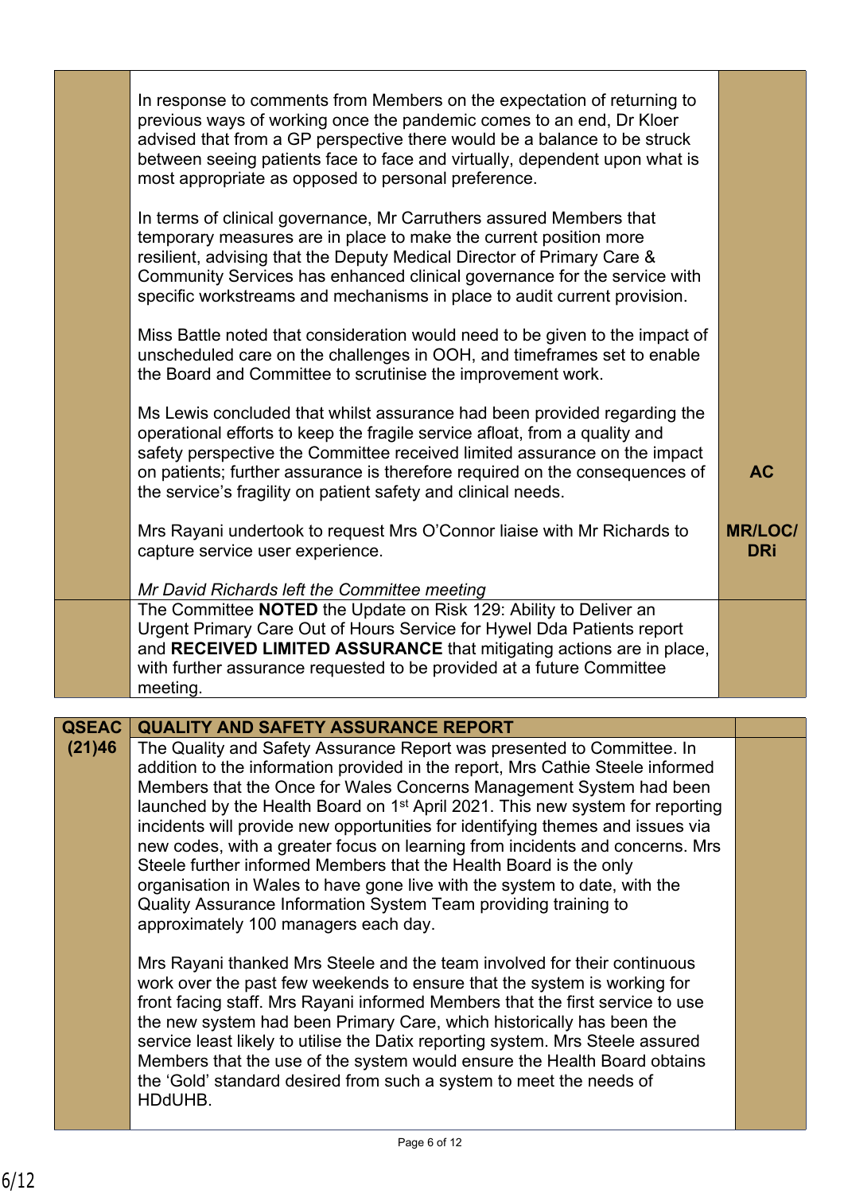| | | |
|---|---|---|
| | In response to comments from Members on the expectation of returning to previous ways of working once the pandemic comes to an end, Dr Kloer advised that from a GP perspective there would be a balance to be struck between seeing patients face to face and virtually, dependent upon what is most appropriate as opposed to personal preference.<br><br>In terms of clinical governance, Mr Carruthers assured Members that temporary measures are in place to make the current position more resilient, advising that the Deputy Medical Director of Primary Care & Community Services has enhanced clinical governance for the service with specific workstreams and mechanisms in place to audit current provision.<br><br>Miss Battle noted that consideration would need to be given to the impact of unscheduled care on the challenges in OOH, and timeframes set to enable the Board and Committee to scrutinise the improvement work.<br><br>Ms Lewis concluded that whilst assurance had been provided regarding the operational efforts to keep the fragile service afloat, from a quality and safety perspective the Committee received limited assurance on the impact on patients; further assurance is therefore required on the consequences of the service's fragility on patient safety and clinical needs.<br><br>Mrs Rayani undertook to request Mrs O'Connor liaise with Mr Richards to capture service user experience.<br><br>*Mr David Richards left the Committee meeting* | **AC**<br><br>**MR/LOC/ DRi** |
| | The Committee **NOTED** the Update on Risk 129: Ability to Deliver an Urgent Primary Care Out of Hours Service for Hywel Dda Patients report and **RECEIVED LIMITED ASSURANCE** that mitigating actions are in place, with further assurance requested to be provided at a future Committee meeting. | |

| | | |
|---|---|---|
| **QSEAC (21)46** | **QUALITY AND SAFETY ASSURANCE REPORT** | |
| | The Quality and Safety Assurance Report was presented to Committee. In addition to the information provided in the report, Mrs Cathie Steele informed Members that the Once for Wales Concerns Management System had been launched by the Health Board on 1st April 2021. This new system for reporting incidents will provide new opportunities for identifying themes and issues via new codes, with a greater focus on learning from incidents and concerns. Mrs Steele further informed Members that the Health Board is the only organisation in Wales to have gone live with the system to date, with the Quality Assurance Information System Team providing training to approximately 100 managers each day.<br><br>Mrs Rayani thanked Mrs Steele and the team involved for their continuous work over the past few weekends to ensure that the system is working for front facing staff. Mrs Rayani informed Members that the first service to use the new system had been Primary Care, which historically has been the service least likely to utilise the Datix reporting system. Mrs Steele assured Members that the use of the system would ensure the Health Board obtains the 'Gold' standard desired from such a system to meet the needs of HDdUHB. | |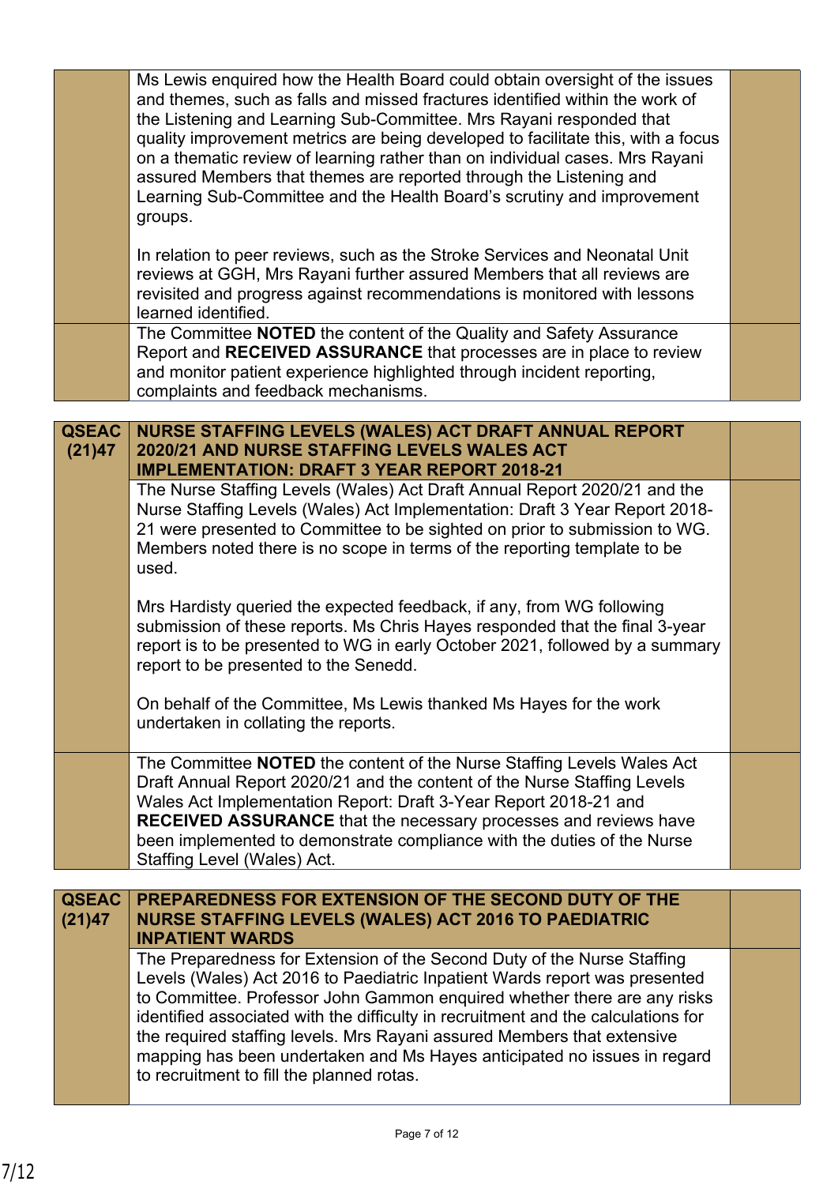| | | |
|---|---|---|
| | Ms Lewis enquired how the Health Board could obtain oversight of the issues and themes, such as falls and missed fractures identified within the work of the Listening and Learning Sub-Committee. Mrs Rayani responded that quality improvement metrics are being developed to facilitate this, with a focus on a thematic review of learning rather than on individual cases. Mrs Rayani assured Members that themes are reported through the Listening and Learning Sub-Committee and the Health Board's scrutiny and improvement groups.<br><br>In relation to peer reviews, such as the Stroke Services and Neonatal Unit reviews at GGH, Mrs Rayani further assured Members that all reviews are revisited and progress against recommendations is monitored with lessons learned identified. | |
| | The Committee **NOTED** the content of the Quality and Safety Assurance Report and **RECEIVED ASSURANCE** that processes are in place to review and monitor patient experience highlighted through incident reporting, complaints and feedback mechanisms. | |

| | | |
|---|---|---|
| **QSEAC (21)47** | **NURSE STAFFING LEVELS (WALES) ACT DRAFT ANNUAL REPORT 2020/21 AND NURSE STAFFING LEVELS WALES ACT IMPLEMENTATION: DRAFT 3 YEAR REPORT 2018-21** | |
| | The Nurse Staffing Levels (Wales) Act Draft Annual Report 2020/21 and the Nurse Staffing Levels (Wales) Act Implementation: Draft 3 Year Report 2018-21 were presented to Committee to be sighted on prior to submission to WG. Members noted there is no scope in terms of the reporting template to be used.<br><br>Mrs Hardisty queried the expected feedback, if any, from WG following submission of these reports. Ms Chris Hayes responded that the final 3-year report is to be presented to WG in early October 2021, followed by a summary report to be presented to the Senedd.<br><br>On behalf of the Committee, Ms Lewis thanked Ms Hayes for the work undertaken in collating the reports. | |
| | The Committee **NOTED** the content of the Nurse Staffing Levels Wales Act Draft Annual Report 2020/21 and the content of the Nurse Staffing Levels Wales Act Implementation Report: Draft 3-Year Report 2018-21 and **RECEIVED ASSURANCE** that the necessary processes and reviews have been implemented to demonstrate compliance with the duties of the Nurse Staffing Level (Wales) Act. | |

| | | |
|---|---|---|
| **QSEAC (21)47** | **PREPAREDNESS FOR EXTENSION OF THE SECOND DUTY OF THE NURSE STAFFING LEVELS (WALES) ACT 2016 TO PAEDIATRIC INPATIENT WARDS** | |
| | The Preparedness for Extension of the Second Duty of the Nurse Staffing Levels (Wales) Act 2016 to Paediatric Inpatient Wards report was presented to Committee. Professor John Gammon enquired whether there are any risks identified associated with the difficulty in recruitment and the calculations for the required staffing levels. Mrs Rayani assured Members that extensive mapping has been undertaken and Ms Hayes anticipated no issues in regard to recruitment to fill the planned rotas. | |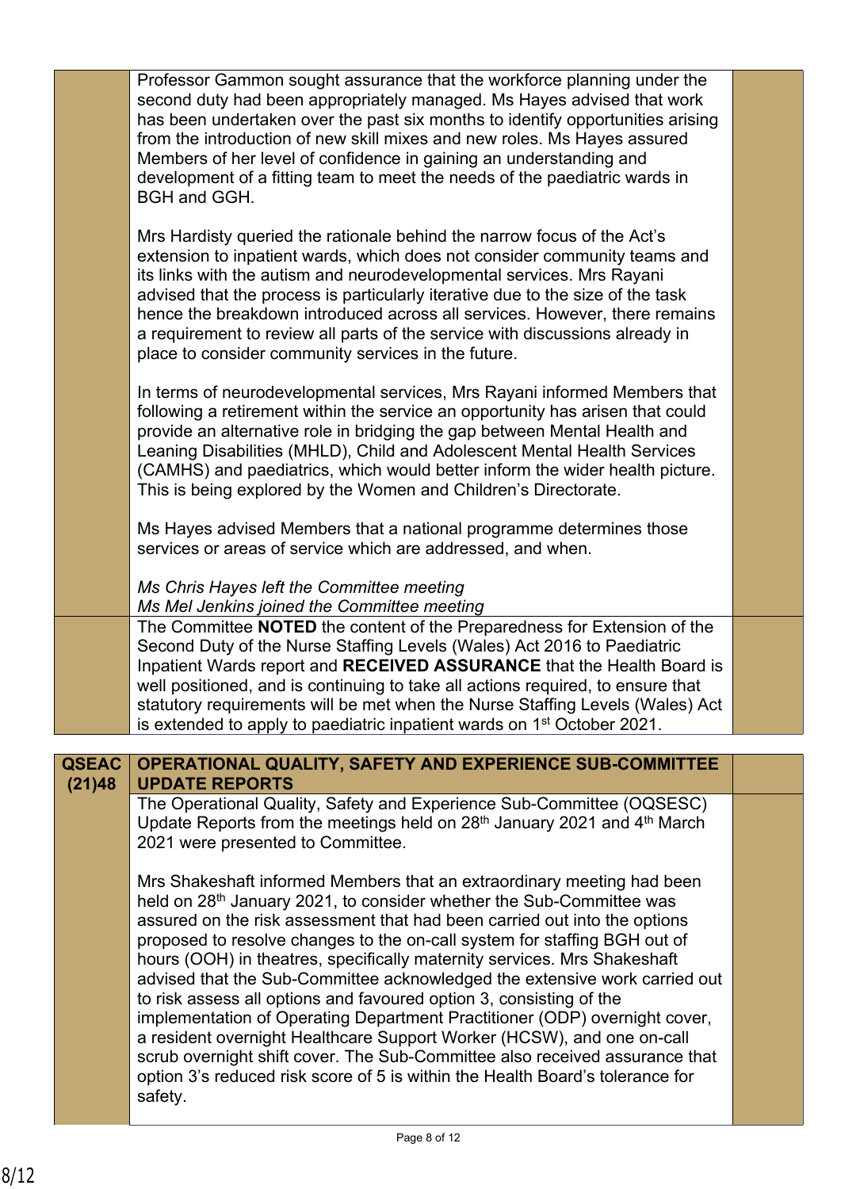| | | |
|---|---|---|
| | Professor Gammon sought assurance that the workforce planning under the second duty had been appropriately managed. Ms Hayes advised that work has been undertaken over the past six months to identify opportunities arising from the introduction of new skill mixes and new roles. Ms Hayes assured Members of her level of confidence in gaining an understanding and development of a fitting team to meet the needs of the paediatric wards in BGH and GGH.<br><br>Mrs Hardisty queried the rationale behind the narrow focus of the Act's extension to inpatient wards, which does not consider community teams and its links with the autism and neurodevelopmental services. Mrs Rayani advised that the process is particularly iterative due to the size of the task hence the breakdown introduced across all services. However, there remains a requirement to review all parts of the service with discussions already in place to consider community services in the future.<br><br>In terms of neurodevelopmental services, Mrs Rayani informed Members that following a retirement within the service an opportunity has arisen that could provide an alternative role in bridging the gap between Mental Health and Leaning Disabilities (MHLD), Child and Adolescent Mental Health Services (CAMHS) and paediatrics, which would better inform the wider health picture. This is being explored by the Women and Children's Directorate.<br><br>Ms Hayes advised Members that a national programme determines those services or areas of service which are addressed, and when.<br><br>*Ms Chris Hayes left the Committee meeting*<br>*Ms Mel Jenkins joined the Committee meeting* | |
| | The Committee **NOTED** the content of the Preparedness for Extension of the Second Duty of the Nurse Staffing Levels (Wales) Act 2016 to Paediatric Inpatient Wards report and **RECEIVED ASSURANCE** that the Health Board is well positioned, and is continuing to take all actions required, to ensure that statutory requirements will be met when the Nurse Staffing Levels (Wales) Act is extended to apply to paediatric inpatient wards on 1st October 2021. | |

| | | |
|---|---|---|
| **QSEAC (21)48** | **OPERATIONAL QUALITY, SAFETY AND EXPERIENCE SUB-COMMITTEE UPDATE REPORTS** | |
| | The Operational Quality, Safety and Experience Sub-Committee (OQSESC) Update Reports from the meetings held on 28th January 2021 and 4th March 2021 were presented to Committee.<br><br>Mrs Shakeshaft informed Members that an extraordinary meeting had been held on 28th January 2021, to consider whether the Sub-Committee was assured on the risk assessment that had been carried out into the options proposed to resolve changes to the on-call system for staffing BGH out of hours (OOH) in theatres, specifically maternity services. Mrs Shakeshaft advised that the Sub-Committee acknowledged the extensive work carried out to risk assess all options and favoured option 3, consisting of the implementation of Operating Department Practitioner (ODP) overnight cover, a resident overnight Healthcare Support Worker (HCSW), and one on-call scrub overnight shift cover. The Sub-Committee also received assurance that option 3's reduced risk score of 5 is within the Health Board's tolerance for safety. | |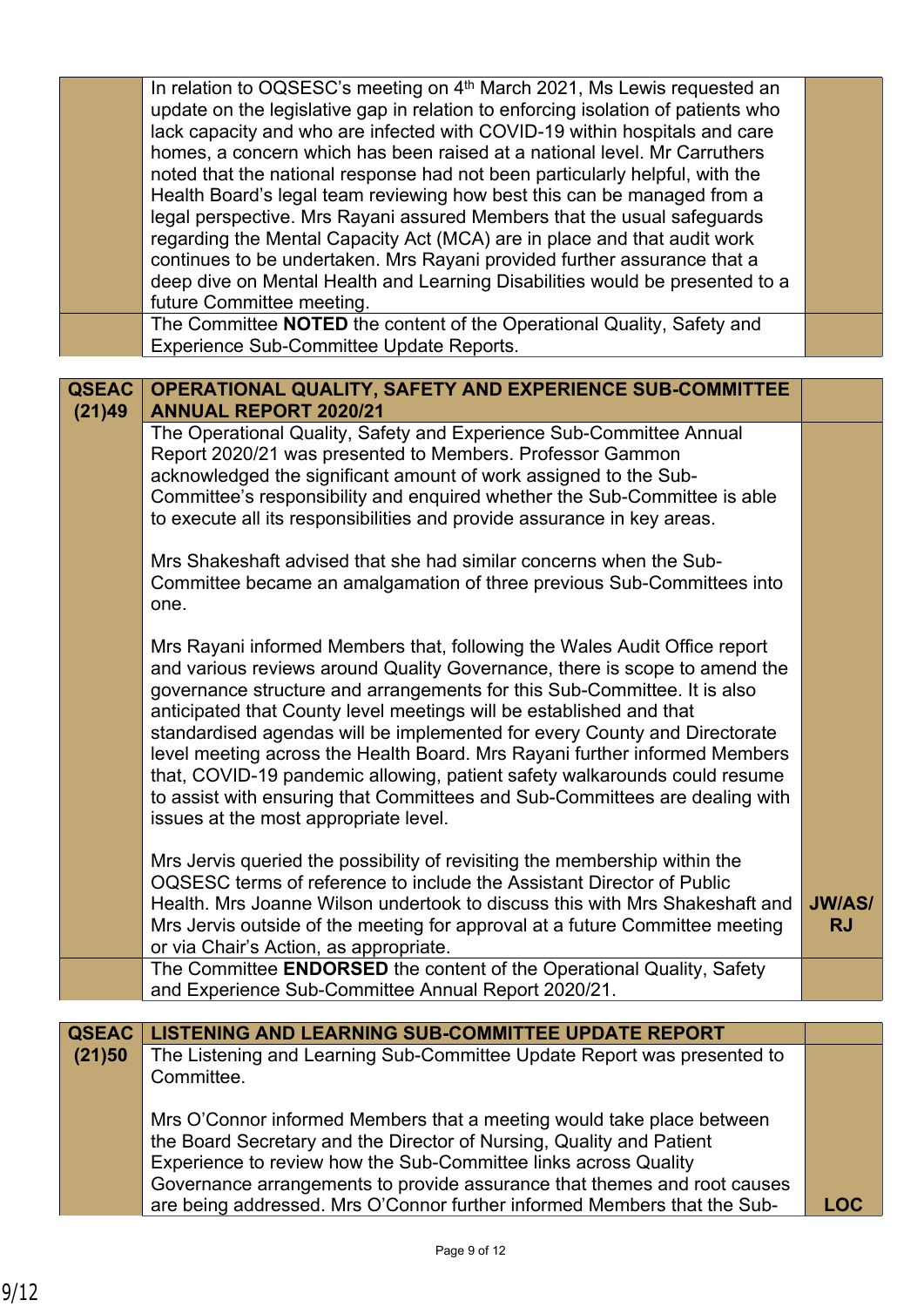| | | |
|---|---|---|
| | In relation to OQSESC's meeting on 4th March 2021, Ms Lewis requested an update on the legislative gap in relation to enforcing isolation of patients who lack capacity and who are infected with COVID-19 within hospitals and care homes, a concern which has been raised at a national level. Mr Carruthers noted that the national response had not been particularly helpful, with the Health Board's legal team reviewing how best this can be managed from a legal perspective. Mrs Rayani assured Members that the usual safeguards regarding the Mental Capacity Act (MCA) are in place and that audit work continues to be undertaken. Mrs Rayani provided further assurance that a deep dive on Mental Health and Learning Disabilities would be presented to a future Committee meeting. | |
| | The Committee **NOTED** the content of the Operational Quality, Safety and Experience Sub-Committee Update Reports. | |

| | | |
|---|---|---|
| **QSEAC (21)49** | **OPERATIONAL QUALITY, SAFETY AND EXPERIENCE SUB-COMMITTEE ANNUAL REPORT 2020/21** | |
| | The Operational Quality, Safety and Experience Sub-Committee Annual Report 2020/21 was presented to Members. Professor Gammon acknowledged the significant amount of work assigned to the Sub-Committee's responsibility and enquired whether the Sub-Committee is able to execute all its responsibilities and provide assurance in key areas.<br><br>Mrs Shakeshaft advised that she had similar concerns when the Sub-Committee became an amalgamation of three previous Sub-Committees into one.<br><br>Mrs Rayani informed Members that, following the Wales Audit Office report and various reviews around Quality Governance, there is scope to amend the governance structure and arrangements for this Sub-Committee. It is also anticipated that County level meetings will be established and that standardised agendas will be implemented for every County and Directorate level meeting across the Health Board. Mrs Rayani further informed Members that, COVID-19 pandemic allowing, patient safety walkarounds could resume to assist with ensuring that Committees and Sub-Committees are dealing with issues at the most appropriate level.<br><br>Mrs Jervis queried the possibility of revisiting the membership within the OQSESC terms of reference to include the Assistant Director of Public Health. Mrs Joanne Wilson undertook to discuss this with Mrs Shakeshaft and Mrs Jervis outside of the meeting for approval at a future Committee meeting or via Chair's Action, as appropriate. | **JW/AS/ RJ** |
| | The Committee **ENDORSED** the content of the Operational Quality, Safety and Experience Sub-Committee Annual Report 2020/21. | |

| | | |
|---|---|---|
| **QSEAC (21)50** | **LISTENING AND LEARNING SUB-COMMITTEE UPDATE REPORT** | |
| | The Listening and Learning Sub-Committee Update Report was presented to Committee.<br><br>Mrs O'Connor informed Members that a meeting would take place between the Board Secretary and the Director of Nursing, Quality and Patient Experience to review how the Sub-Committee links across Quality Governance arrangements to provide assurance that themes and root causes are being addressed. Mrs O'Connor further informed Members that the Sub- | **LOC** |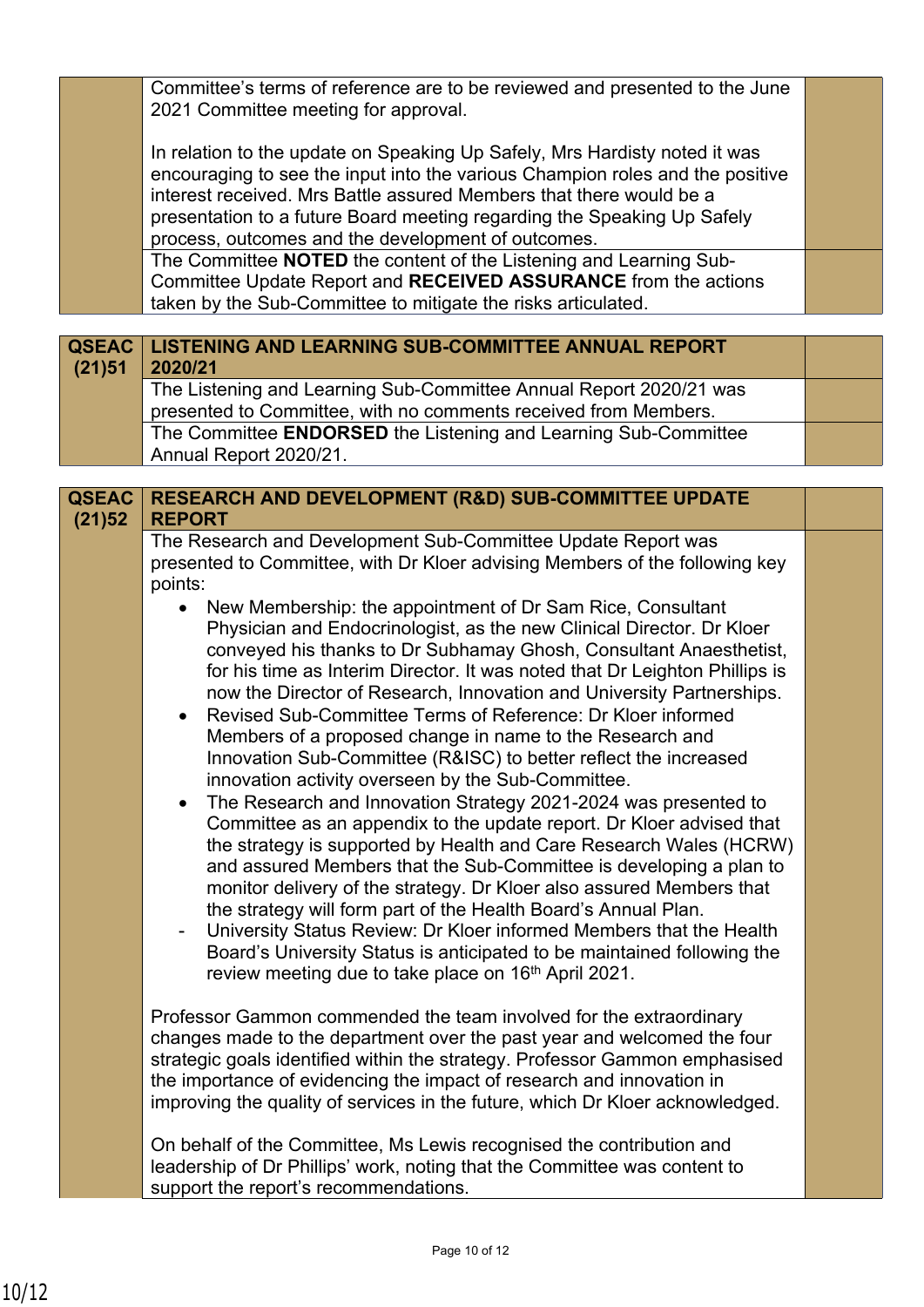| | | |
|---|---|---|
| | Committee's terms of reference are to be reviewed and presented to the June 2021 Committee meeting for approval.<br><br>In relation to the update on Speaking Up Safely, Mrs Hardisty noted it was encouraging to see the input into the various Champion roles and the positive interest received. Mrs Battle assured Members that there would be a presentation to a future Board meeting regarding the Speaking Up Safely process, outcomes and the development of outcomes. | |
| | The Committee **NOTED** the content of the Listening and Learning Sub-Committee Update Report and **RECEIVED ASSURANCE** from the actions taken by the Sub-Committee to mitigate the risks articulated. | |

| | | |
|---|---|---|
| **QSEAC (21)51** | **LISTENING AND LEARNING SUB-COMMITTEE ANNUAL REPORT 2020/21** | |
| | The Listening and Learning Sub-Committee Annual Report 2020/21 was presented to Committee, with no comments received from Members. | |
| | The Committee **ENDORSED** the Listening and Learning Sub-Committee Annual Report 2020/21. | |

| | | |
|---|---|---|
| **QSEAC (21)52** | **RESEARCH AND DEVELOPMENT (R&D) SUB-COMMITTEE UPDATE REPORT** | |
| | The Research and Development Sub-Committee Update Report was presented to Committee, with Dr Kloer advising Members of the following key points:<br>• New Membership: the appointment of Dr Sam Rice, Consultant Physician and Endocrinologist, as the new Clinical Director. Dr Kloer conveyed his thanks to Dr Subhamay Ghosh, Consultant Anaesthetist, for his time as Interim Director. It was noted that Dr Leighton Phillips is now the Director of Research, Innovation and University Partnerships.<br>• Revised Sub-Committee Terms of Reference: Dr Kloer informed Members of a proposed change in name to the Research and Innovation Sub-Committee (R&ISC) to better reflect the increased innovation activity overseen by the Sub-Committee.<br>• The Research and Innovation Strategy 2021-2024 was presented to Committee as an appendix to the update report. Dr Kloer advised that the strategy is supported by Health and Care Research Wales (HCRW) and assured Members that the Sub-Committee is developing a plan to monitor delivery of the strategy. Dr Kloer also assured Members that the strategy will form part of the Health Board's Annual Plan.<br>- University Status Review: Dr Kloer informed Members that the Health Board's University Status is anticipated to be maintained following the review meeting due to take place on 16th April 2021.<br><br>Professor Gammon commended the team involved for the extraordinary changes made to the department over the past year and welcomed the four strategic goals identified within the strategy. Professor Gammon emphasised the importance of evidencing the impact of research and innovation in improving the quality of services in the future, which Dr Kloer acknowledged.<br><br>On behalf of the Committee, Ms Lewis recognised the contribution and leadership of Dr Phillips' work, noting that the Committee was content to support the report's recommendations. | |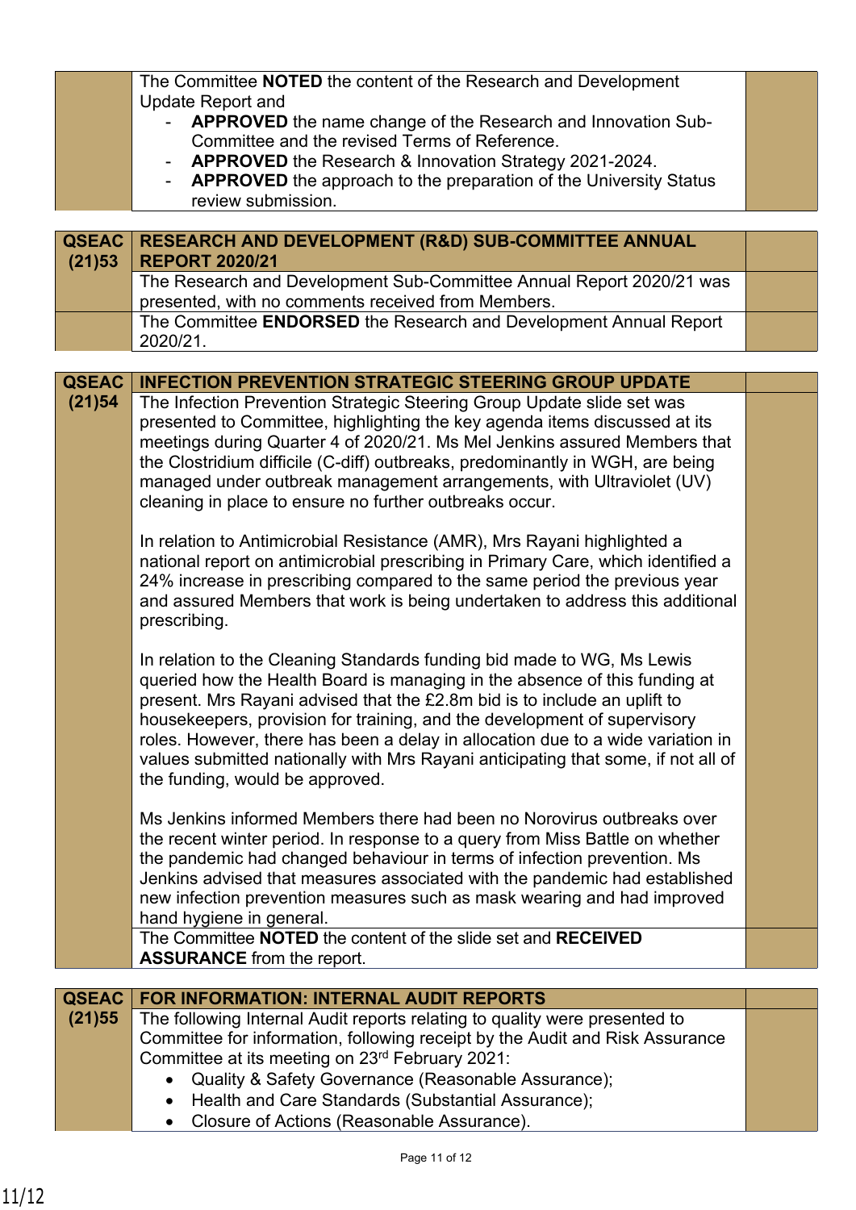| | | |
|---|---|---|
| | The Committee **NOTED** the content of the Research and Development Update Report and<br>- **APPROVED** the name change of the Research and Innovation Sub-Committee and the revised Terms of Reference.<br>- **APPROVED** the Research & Innovation Strategy 2021-2024.<br>- **APPROVED** the approach to the preparation of the University Status review submission. | |

| | | |
|---|---|---|
| **QSEAC (21)53** | **RESEARCH AND DEVELOPMENT (R&D) SUB-COMMITTEE ANNUAL REPORT 2020/21** | |
| | The Research and Development Sub-Committee Annual Report 2020/21 was presented, with no comments received from Members. | |
| | The Committee **ENDORSED** the Research and Development Annual Report 2020/21. | |

| | | |
|---|---|---|
| **QSEAC (21)54** | **INFECTION PREVENTION STRATEGIC STEERING GROUP UPDATE** | |
| | The Infection Prevention Strategic Steering Group Update slide set was presented to Committee, highlighting the key agenda items discussed at its meetings during Quarter 4 of 2020/21. Ms Mel Jenkins assured Members that the Clostridium difficile (C-diff) outbreaks, predominantly in WGH, are being managed under outbreak management arrangements, with Ultraviolet (UV) cleaning in place to ensure no further outbreaks occur.<br><br>In relation to Antimicrobial Resistance (AMR), Mrs Rayani highlighted a national report on antimicrobial prescribing in Primary Care, which identified a 24% increase in prescribing compared to the same period the previous year and assured Members that work is being undertaken to address this additional prescribing.<br><br>In relation to the Cleaning Standards funding bid made to WG, Ms Lewis queried how the Health Board is managing in the absence of this funding at present. Mrs Rayani advised that the £2.8m bid is to include an uplift to housekeepers, provision for training, and the development of supervisory roles. However, there has been a delay in allocation due to a wide variation in values submitted nationally with Mrs Rayani anticipating that some, if not all of the funding, would be approved.<br><br>Ms Jenkins informed Members there had been no Norovirus outbreaks over the recent winter period. In response to a query from Miss Battle on whether the pandemic had changed behaviour in terms of infection prevention. Ms Jenkins advised that measures associated with the pandemic had established new infection prevention measures such as mask wearing and had improved hand hygiene in general. | |
| | The Committee **NOTED** the content of the slide set and **RECEIVED ASSURANCE** from the report. | |

| | | |
|---|---|---|
| **QSEAC (21)55** | **FOR INFORMATION: INTERNAL AUDIT REPORTS** | |
| | The following Internal Audit reports relating to quality were presented to Committee for information, following receipt by the Audit and Risk Assurance Committee at its meeting on 23rd February 2021:<br>• Quality & Safety Governance (Reasonable Assurance);<br>• Health and Care Standards (Substantial Assurance);<br>• Closure of Actions (Reasonable Assurance). | |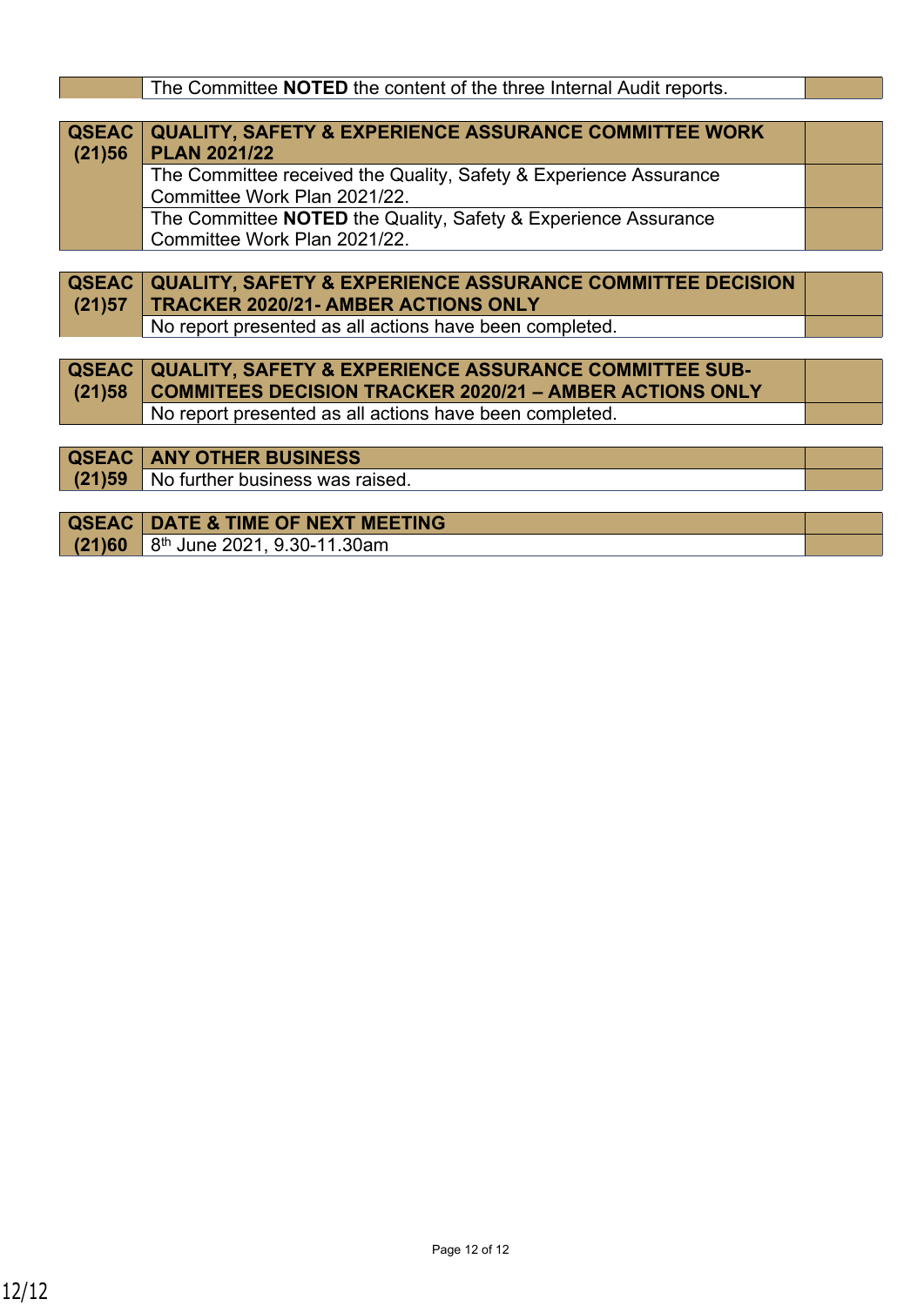| | | |
|---|---|---|
| | The Committee **NOTED** the content of the three Internal Audit reports. | |

| | | |
|---|---|---|
| **QSEAC (21)56** | **QUALITY, SAFETY & EXPERIENCE ASSURANCE COMMITTEE WORK PLAN 2021/22** | |
| | The Committee received the Quality, Safety & Experience Assurance Committee Work Plan 2021/22. | |
| | The Committee **NOTED** the Quality, Safety & Experience Assurance Committee Work Plan 2021/22. | |

| | | |
|---|---|---|
| **QSEAC (21)57** | **QUALITY, SAFETY & EXPERIENCE ASSURANCE COMMITTEE DECISION TRACKER 2020/21- AMBER ACTIONS ONLY** | |
| | No report presented as all actions have been completed. | |

| | | |
|---|---|---|
| **QSEAC (21)58** | **QUALITY, SAFETY & EXPERIENCE ASSURANCE COMMITTEE SUB-COMMITEES DECISION TRACKER 2020/21 – AMBER ACTIONS ONLY** | |
| | No report presented as all actions have been completed. | |

| | | |
|---|---|---|
| **QSEAC (21)59** | **ANY OTHER BUSINESS** | |
| | No further business was raised. | |

| | | |
|---|---|---|
| **QSEAC (21)60** | **DATE & TIME OF NEXT MEETING** | |
| | 8th June 2021, 9.30-11.30am | |